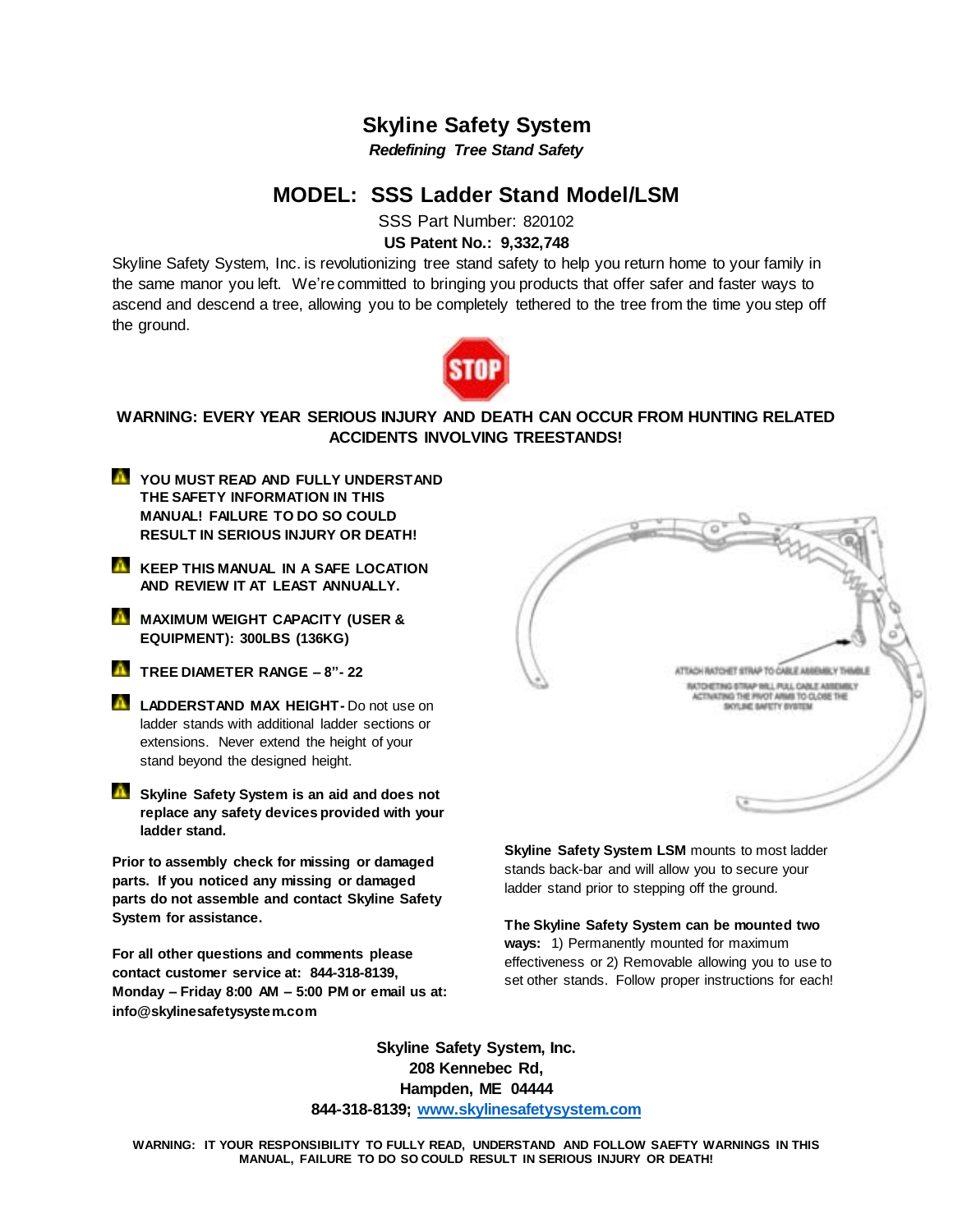# Skyline Safety System

***Redefining Tree Stand Safety***

## MODEL: SSS Ladder Stand Model/LSM

SSS Part Number: 820102

**US Patent No.: 9,332,748**

Skyline Safety System, Inc. is revolutionizing tree stand safety to help you return home to your family in the same manor you left. We're committed to bringing you products that offer safer and faster ways to ascend and descend a tree, allowing you to be completely tethered to the tree from the time you step off the ground.

**WARNING: EVERY YEAR SERIOUS INJURY AND DEATH CAN OCCUR FROM HUNTING RELATED ACCIDENTS INVOLVING TREESTANDS!**

- **YOU MUST READ AND FULLY UNDERSTAND THE SAFETY INFORMATION IN THIS MANUAL! FAILURE TO DO SO COULD RESULT IN SERIOUS INJURY OR DEATH!**
- **KEEP THIS MANUAL IN A SAFE LOCATION AND REVIEW IT AT LEAST ANNUALLY.**
- **MAXIMUM WEIGHT CAPACITY (USER & EQUIPMENT): 300LBS (136KG)**
- **TREE DIAMETER RANGE – 8"- 22**
- **LADDERSTAND MAX HEIGHT-** Do not use on ladder stands with additional ladder sections or extensions. Never extend the height of your stand beyond the designed height.
- **Skyline Safety System is an aid and does not replace any safety devices provided with your ladder stand.**

**Prior to assembly check for missing or damaged parts. If you noticed any missing or damaged parts do not assemble and contact Skyline Safety System for assistance.**

**For all other questions and comments please contact customer service at: 844-318-8139, Monday – Friday 8:00 AM – 5:00 PM or email us at: info@skylinesafetysystem.com**

ATTACH RATCHET STRAP TO CABLE ASSEMBLY THIMBLE

RATCHETING STRAP WILL PULL CABLE ASSEMBLY ACTIVATING THE PIVOT ARMS TO CLOSE THE SKYLINE SAFETY SYSTEM

**Skyline Safety System LSM** mounts to most ladder stands back-bar and will allow you to secure your ladder stand prior to stepping off the ground.

**The Skyline Safety System can be mounted two ways:** 1) Permanently mounted for maximum effectiveness or 2) Removable allowing you to use to set other stands. Follow proper instructions for each!

**Skyline Safety System, Inc.**
**208 Kennebec Rd,**
**Hampden, ME 04444**
**844-318-8139; www.skylinesafetysystem.com**

**WARNING: IT YOUR RESPONSIBILITY TO FULLY READ, UNDERSTAND AND FOLLOW SAEFTY WARNINGS IN THIS MANUAL, FAILURE TO DO SO COULD RESULT IN SERIOUS INJURY OR DEATH!**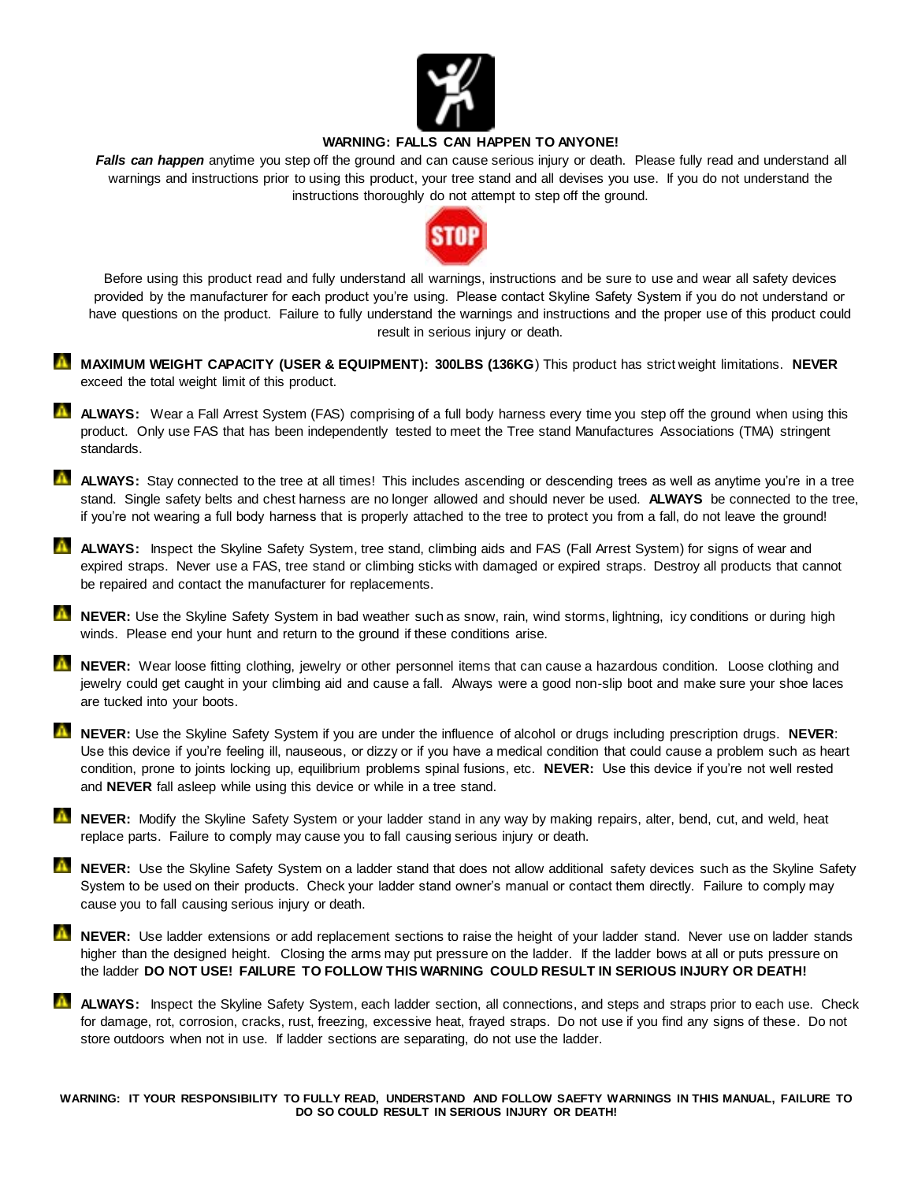**WARNING: FALLS CAN HAPPEN TO ANYONE!**

***Falls can happen*** anytime you step off the ground and can cause serious injury or death. Please fully read and understand all warnings and instructions prior to using this product, your tree stand and all devises you use. If you do not understand the instructions thoroughly do not attempt to step off the ground.

Before using this product read and fully understand all warnings, instructions and be sure to use and wear all safety devices provided by the manufacturer for each product you're using. Please contact Skyline Safety System if you do not understand or have questions on the product. Failure to fully understand the warnings and instructions and the proper use of this product could result in serious injury or death.

- **MAXIMUM WEIGHT CAPACITY (USER & EQUIPMENT): 300LBS (136KG**) This product has strict weight limitations. **NEVER** exceed the total weight limit of this product.

- **ALWAYS:** Wear a Fall Arrest System (FAS) comprising of a full body harness every time you step off the ground when using this product. Only use FAS that has been independently tested to meet the Tree stand Manufactures Associations (TMA) stringent standards.

- **ALWAYS:** Stay connected to the tree at all times! This includes ascending or descending trees as well as anytime you're in a tree stand. Single safety belts and chest harness are no longer allowed and should never be used. **ALWAYS** be connected to the tree, if you're not wearing a full body harness that is properly attached to the tree to protect you from a fall, do not leave the ground!

- **ALWAYS:** Inspect the Skyline Safety System, tree stand, climbing aids and FAS (Fall Arrest System) for signs of wear and expired straps. Never use a FAS, tree stand or climbing sticks with damaged or expired straps. Destroy all products that cannot be repaired and contact the manufacturer for replacements.

- **NEVER:** Use the Skyline Safety System in bad weather such as snow, rain, wind storms, lightning, icy conditions or during high winds. Please end your hunt and return to the ground if these conditions arise.

- **NEVER:** Wear loose fitting clothing, jewelry or other personnel items that can cause a hazardous condition. Loose clothing and jewelry could get caught in your climbing aid and cause a fall. Always were a good non-slip boot and make sure your shoe laces are tucked into your boots.

- **NEVER:** Use the Skyline Safety System if you are under the influence of alcohol or drugs including prescription drugs. **NEVER**: Use this device if you're feeling ill, nauseous, or dizzy or if you have a medical condition that could cause a problem such as heart condition, prone to joints locking up, equilibrium problems spinal fusions, etc. **NEVER:** Use this device if you're not well rested and **NEVER** fall asleep while using this device or while in a tree stand.

- **NEVER:** Modify the Skyline Safety System or your ladder stand in any way by making repairs, alter, bend, cut, and weld, heat replace parts. Failure to comply may cause you to fall causing serious injury or death.

- **NEVER:** Use the Skyline Safety System on a ladder stand that does not allow additional safety devices such as the Skyline Safety System to be used on their products. Check your ladder stand owner's manual or contact them directly. Failure to comply may cause you to fall causing serious injury or death.

- **NEVER:** Use ladder extensions or add replacement sections to raise the height of your ladder stand. Never use on ladder stands higher than the designed height. Closing the arms may put pressure on the ladder. If the ladder bows at all or puts pressure on the ladder **DO NOT USE! FAILURE TO FOLLOW THIS WARNING COULD RESULT IN SERIOUS INJURY OR DEATH!**

- **ALWAYS:** Inspect the Skyline Safety System, each ladder section, all connections, and steps and straps prior to each use. Check for damage, rot, corrosion, cracks, rust, freezing, excessive heat, frayed straps. Do not use if you find any signs of these. Do not store outdoors when not in use. If ladder sections are separating, do not use the ladder.

**WARNING: IT YOUR RESPONSIBILITY TO FULLY READ, UNDERSTAND AND FOLLOW SAEFTY WARNINGS IN THIS MANUAL, FAILURE TO DO SO COULD RESULT IN SERIOUS INJURY OR DEATH!**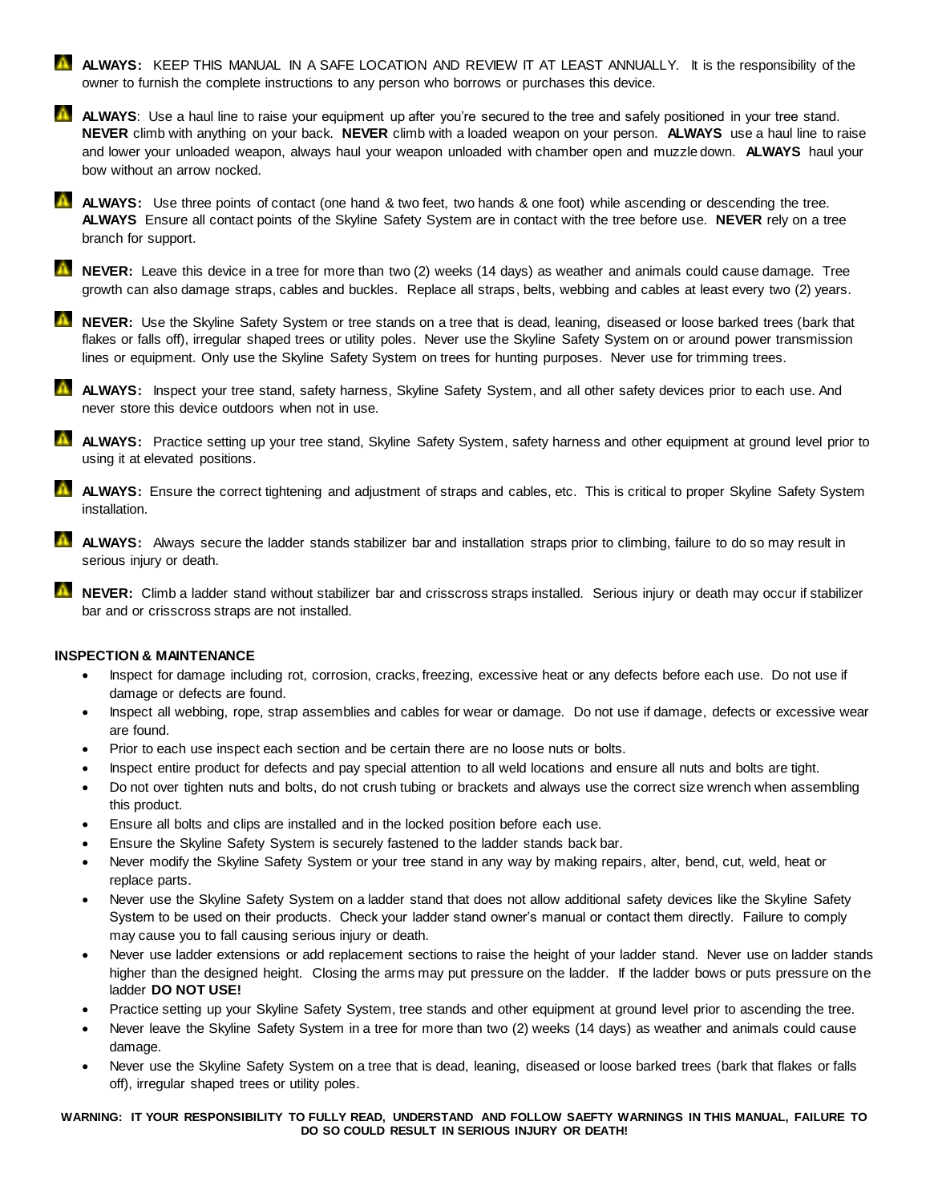⚠ **ALWAYS:** KEEP THIS MANUAL IN A SAFE LOCATION AND REVIEW IT AT LEAST ANNUALLY. It is the responsibility of the owner to furnish the complete instructions to any person who borrows or purchases this device.

⚠ **ALWAYS**: Use a haul line to raise your equipment up after you're secured to the tree and safely positioned in your tree stand. **NEVER** climb with anything on your back. **NEVER** climb with a loaded weapon on your person. **ALWAYS** use a haul line to raise and lower your unloaded weapon, always haul your weapon unloaded with chamber open and muzzle down. **ALWAYS** haul your bow without an arrow nocked.

⚠ **ALWAYS:** Use three points of contact (one hand & two feet, two hands & one foot) while ascending or descending the tree. **ALWAYS** Ensure all contact points of the Skyline Safety System are in contact with the tree before use. **NEVER** rely on a tree branch for support.

⚠ **NEVER:** Leave this device in a tree for more than two (2) weeks (14 days) as weather and animals could cause damage. Tree growth can also damage straps, cables and buckles. Replace all straps, belts, webbing and cables at least every two (2) years.

⚠ **NEVER:** Use the Skyline Safety System or tree stands on a tree that is dead, leaning, diseased or loose barked trees (bark that flakes or falls off), irregular shaped trees or utility poles. Never use the Skyline Safety System on or around power transmission lines or equipment. Only use the Skyline Safety System on trees for hunting purposes. Never use for trimming trees.

⚠ **ALWAYS:** Inspect your tree stand, safety harness, Skyline Safety System, and all other safety devices prior to each use. And never store this device outdoors when not in use.

⚠ **ALWAYS:** Practice setting up your tree stand, Skyline Safety System, safety harness and other equipment at ground level prior to using it at elevated positions.

⚠ **ALWAYS:** Ensure the correct tightening and adjustment of straps and cables, etc. This is critical to proper Skyline Safety System installation.

⚠ **ALWAYS:** Always secure the ladder stands stabilizer bar and installation straps prior to climbing, failure to do so may result in serious injury or death.

⚠ **NEVER:** Climb a ladder stand without stabilizer bar and crisscross straps installed. Serious injury or death may occur if stabilizer bar and or crisscross straps are not installed.

**INSPECTION & MAINTENANCE**

- Inspect for damage including rot, corrosion, cracks, freezing, excessive heat or any defects before each use. Do not use if damage or defects are found.
- Inspect all webbing, rope, strap assemblies and cables for wear or damage. Do not use if damage, defects or excessive wear are found.
- Prior to each use inspect each section and be certain there are no loose nuts or bolts.
- Inspect entire product for defects and pay special attention to all weld locations and ensure all nuts and bolts are tight.
- Do not over tighten nuts and bolts, do not crush tubing or brackets and always use the correct size wrench when assembling this product.
- Ensure all bolts and clips are installed and in the locked position before each use.
- Ensure the Skyline Safety System is securely fastened to the ladder stands back bar.
- Never modify the Skyline Safety System or your tree stand in any way by making repairs, alter, bend, cut, weld, heat or replace parts.
- Never use the Skyline Safety System on a ladder stand that does not allow additional safety devices like the Skyline Safety System to be used on their products. Check your ladder stand owner's manual or contact them directly. Failure to comply may cause you to fall causing serious injury or death.
- Never use ladder extensions or add replacement sections to raise the height of your ladder stand. Never use on ladder stands higher than the designed height. Closing the arms may put pressure on the ladder. If the ladder bows or puts pressure on the ladder **DO NOT USE!**
- Practice setting up your Skyline Safety System, tree stands and other equipment at ground level prior to ascending the tree.
- Never leave the Skyline Safety System in a tree for more than two (2) weeks (14 days) as weather and animals could cause damage.
- Never use the Skyline Safety System on a tree that is dead, leaning, diseased or loose barked trees (bark that flakes or falls off), irregular shaped trees or utility poles.

**WARNING: IT YOUR RESPONSIBILITY TO FULLY READ, UNDERSTAND AND FOLLOW SAEFTY WARNINGS IN THIS MANUAL, FAILURE TO DO SO COULD RESULT IN SERIOUS INJURY OR DEATH!**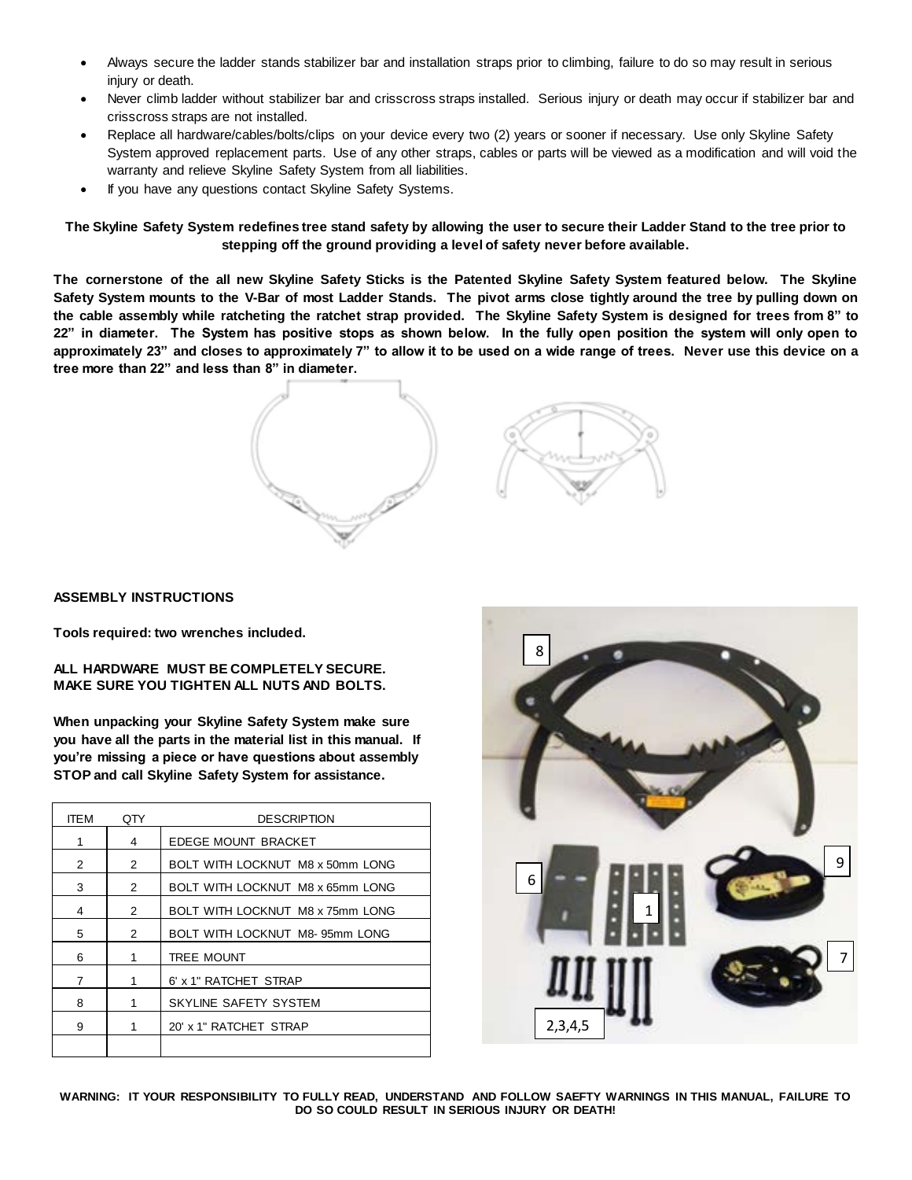- Always secure the ladder stands stabilizer bar and installation straps prior to climbing, failure to do so may result in serious injury or death.
- Never climb ladder without stabilizer bar and crisscross straps installed. Serious injury or death may occur if stabilizer bar and crisscross straps are not installed.
- Replace all hardware/cables/bolts/clips on your device every two (2) years or sooner if necessary. Use only Skyline Safety System approved replacement parts. Use of any other straps, cables or parts will be viewed as a modification and will void the warranty and relieve Skyline Safety System from all liabilities.
- If you have any questions contact Skyline Safety Systems.

**The Skyline Safety System redefines tree stand safety by allowing the user to secure their Ladder Stand to the tree prior to stepping off the ground providing a level of safety never before available.**

**The cornerstone of the all new Skyline Safety Sticks is the Patented Skyline Safety System featured below. The Skyline Safety System mounts to the V-Bar of most Ladder Stands. The pivot arms close tightly around the tree by pulling down on the cable assembly while ratcheting the ratchet strap provided. The Skyline Safety System is designed for trees from 8" to 22" in diameter. The System has positive stops as shown below. In the fully open position the system will only open to approximately 23" and closes to approximately 7" to allow it to be used on a wide range of trees. Never use this device on a tree more than 22" and less than 8" in diameter.**

**ASSEMBLY INSTRUCTIONS**

**Tools required: two wrenches included.**

**ALL HARDWARE MUST BE COMPLETELY SECURE.**
**MAKE SURE YOU TIGHTEN ALL NUTS AND BOLTS.**

**When unpacking your Skyline Safety System make sure you have all the parts in the material list in this manual. If you're missing a piece or have questions about assembly STOP and call Skyline Safety System for assistance.**

| ITEM | QTY | DESCRIPTION |
|---|---|---|
| 1 | 4 | EDEGE MOUNT BRACKET |
| 2 | 2 | BOLT WITH LOCKNUT M8 x 50mm LONG |
| 3 | 2 | BOLT WITH LOCKNUT M8 x 65mm LONG |
| 4 | 2 | BOLT WITH LOCKNUT M8 x 75mm LONG |
| 5 | 2 | BOLT WITH LOCKNUT M8- 95mm LONG |
| 6 | 1 | TREE MOUNT |
| 7 | 1 | 6' x 1" RATCHET STRAP |
| 8 | 1 | SKYLINE SAFETY SYSTEM |
| 9 | 1 | 20' x 1" RATCHET STRAP |
| | | |

**WARNING: IT YOUR RESPONSIBILITY TO FULLY READ, UNDERSTAND AND FOLLOW SAEFTY WARNINGS IN THIS MANUAL, FAILURE TO DO SO COULD RESULT IN SERIOUS INJURY OR DEATH!**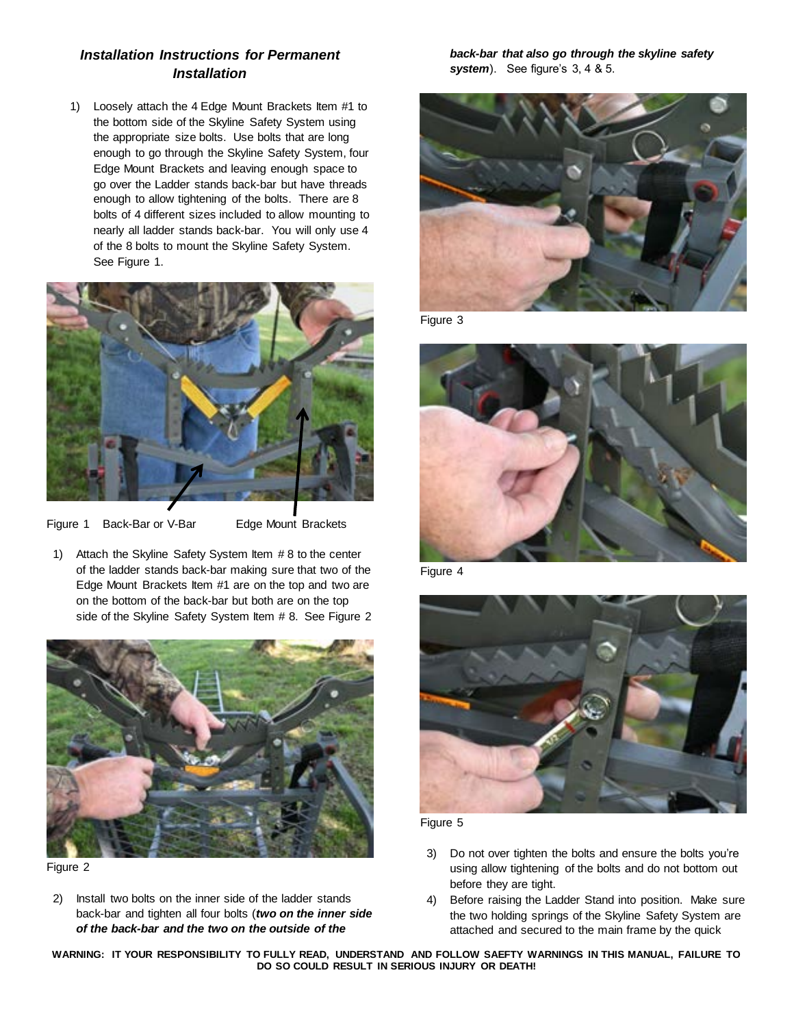### *Installation Instructions for Permanent Installation*

1) Loosely attach the 4 Edge Mount Brackets Item #1 to the bottom side of the Skyline Safety System using the appropriate size bolts. Use bolts that are long enough to go through the Skyline Safety System, four Edge Mount Brackets and leaving enough space to go over the Ladder stands back-bar but have threads enough to allow tightening of the bolts. There are 8 bolts of 4 different sizes included to allow mounting to nearly all ladder stands back-bar. You will only use 4 of the 8 bolts to mount the Skyline Safety System. See Figure 1.

Figure 1 Back-Bar or V-Bar Edge Mount Brackets

1) Attach the Skyline Safety System Item # 8 to the center of the ladder stands back-bar making sure that two of the Edge Mount Brackets Item #1 are on the top and two are on the bottom of the back-bar but both are on the top side of the Skyline Safety System Item # 8. See Figure 2

Figure 2

2) Install two bolts on the inner side of the ladder stands back-bar and tighten all four bolts (***two on the inner side of the back-bar and the two on the outside of the back-bar that also go through the skyline safety system***). See figure's 3, 4 & 5.

Figure 3

Figure 4

Figure 5

3) Do not over tighten the bolts and ensure the bolts you're using allow tightening of the bolts and do not bottom out before they are tight.
4) Before raising the Ladder Stand into position. Make sure the two holding springs of the Skyline Safety System are attached and secured to the main frame by the quick

**WARNING: IT YOUR RESPONSIBILITY TO FULLY READ, UNDERSTAND AND FOLLOW SAEFTY WARNINGS IN THIS MANUAL, FAILURE TO DO SO COULD RESULT IN SERIOUS INJURY OR DEATH!**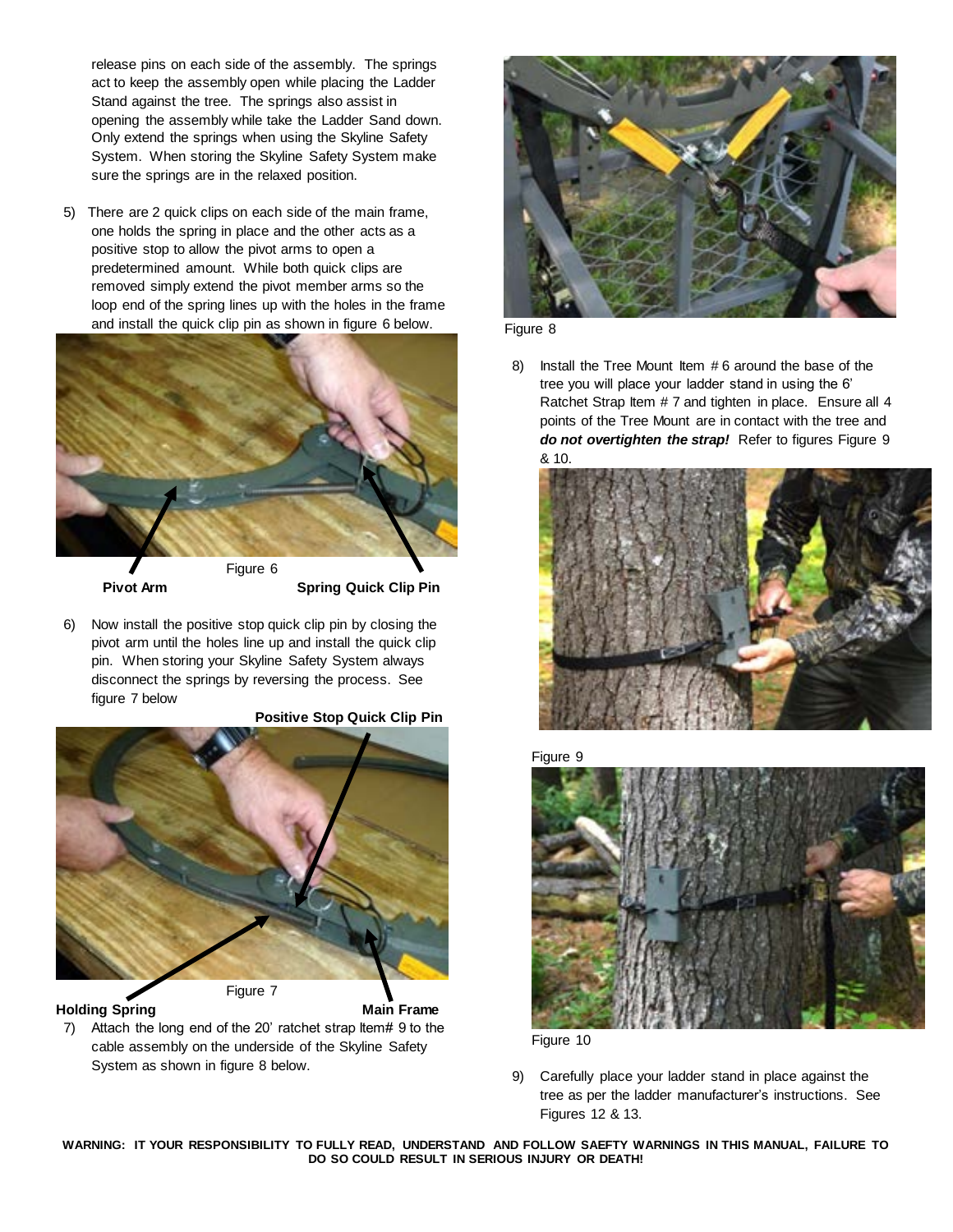release pins on each side of the assembly. The springs act to keep the assembly open while placing the Ladder Stand against the tree. The springs also assist in opening the assembly while take the Ladder Sand down. Only extend the springs when using the Skyline Safety System. When storing the Skyline Safety System make sure the springs are in the relaxed position.

5) There are 2 quick clips on each side of the main frame, one holds the spring in place and the other acts as a positive stop to allow the pivot arms to open a predetermined amount. While both quick clips are removed simply extend the pivot member arms so the loop end of the spring lines up with the holes in the frame and install the quick clip pin as shown in figure 6 below.

Figure 6

**Pivot Arm** **Spring Quick Clip Pin**

6) Now install the positive stop quick clip pin by closing the pivot arm until the holes line up and install the quick clip pin. When storing your Skyline Safety System always disconnect the springs by reversing the process. See figure 7 below

**Positive Stop Quick Clip Pin**

Figure 7

**Holding Spring** **Main Frame**

7) Attach the long end of the 20' ratchet strap Item# 9 to the cable assembly on the underside of the Skyline Safety System as shown in figure 8 below.

Figure 8

8) Install the Tree Mount Item # 6 around the base of the tree you will place your ladder stand in using the 6' Ratchet Strap Item # 7 and tighten in place. Ensure all 4 points of the Tree Mount are in contact with the tree and ***do not overtighten the strap!*** Refer to figures Figure 9 & 10.

Figure 9

Figure 10

9) Carefully place your ladder stand in place against the tree as per the ladder manufacturer's instructions. See Figures 12 & 13.

**WARNING: IT YOUR RESPONSIBILITY TO FULLY READ, UNDERSTAND AND FOLLOW SAEFTY WARNINGS IN THIS MANUAL, FAILURE TO DO SO COULD RESULT IN SERIOUS INJURY OR DEATH!**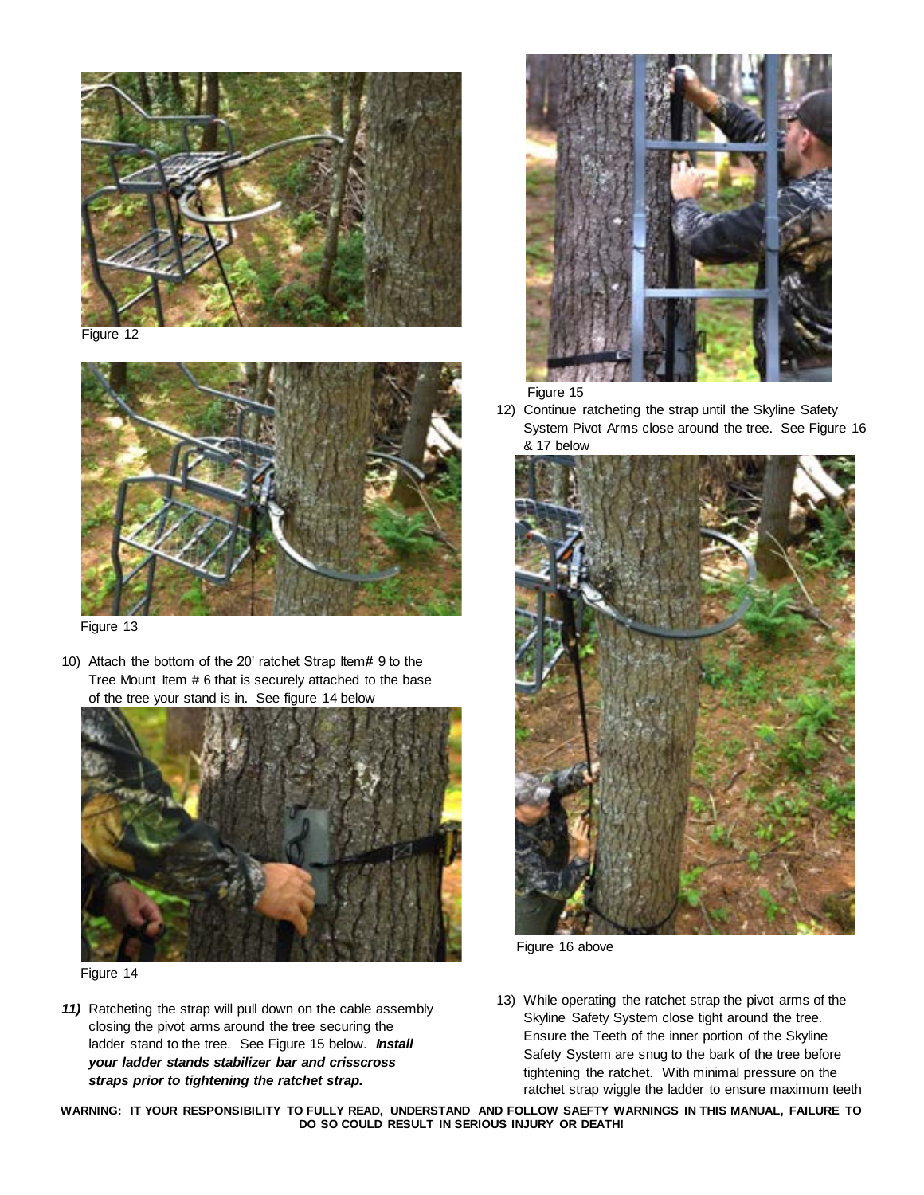Figure 12

Figure 13

10) Attach the bottom of the 20' ratchet Strap Item# 9 to the Tree Mount Item # 6 that is securely attached to the base of the tree your stand is in. See figure 14 below

Figure 14

***11)*** Ratcheting the strap will pull down on the cable assembly closing the pivot arms around the tree securing the ladder stand to the tree. See Figure 15 below. ***Install your ladder stands stabilizer bar and crisscross straps prior to tightening the ratchet strap.***

Figure 15

12) Continue ratcheting the strap until the Skyline Safety System Pivot Arms close around the tree. See Figure 16 & 17 below

Figure 16 above

13) While operating the ratchet strap the pivot arms of the Skyline Safety System close tight around the tree. Ensure the Teeth of the inner portion of the Skyline Safety System are snug to the bark of the tree before tightening the ratchet. With minimal pressure on the ratchet strap wiggle the ladder to ensure maximum teeth

**WARNING: IT YOUR RESPONSIBILITY TO FULLY READ, UNDERSTAND AND FOLLOW SAEFTY WARNINGS IN THIS MANUAL, FAILURE TO DO SO COULD RESULT IN SERIOUS INJURY OR DEATH!**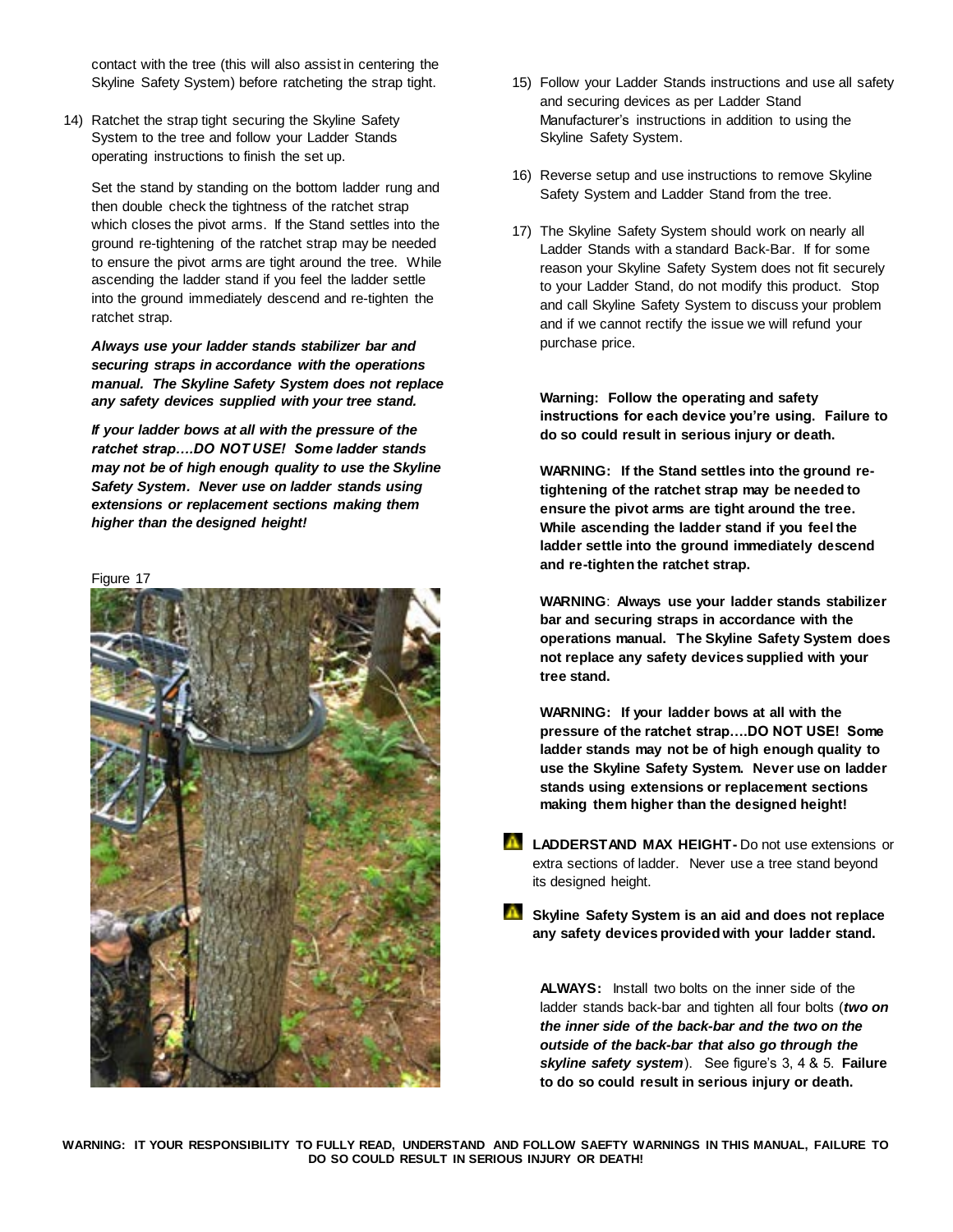contact with the tree (this will also assist in centering the Skyline Safety System) before ratcheting the strap tight.

14) Ratchet the strap tight securing the Skyline Safety System to the tree and follow your Ladder Stands operating instructions to finish the set up.

    Set the stand by standing on the bottom ladder rung and then double check the tightness of the ratchet strap which closes the pivot arms. If the Stand settles into the ground re-tightening of the ratchet strap may be needed to ensure the pivot arms are tight around the tree. While ascending the ladder stand if you feel the ladder settle into the ground immediately descend and re-tighten the ratchet strap.

    ***Always use your ladder stands stabilizer bar and securing straps in accordance with the operations manual. The Skyline Safety System does not replace any safety devices supplied with your tree stand.***

    ***If your ladder bows at all with the pressure of the ratchet strap….DO NOT USE! Some ladder stands may not be of high enough quality to use the Skyline Safety System. Never use on ladder stands using extensions or replacement sections making them higher than the designed height!***

Figure 17

15) Follow your Ladder Stands instructions and use all safety and securing devices as per Ladder Stand Manufacturer's instructions in addition to using the Skyline Safety System.

16) Reverse setup and use instructions to remove Skyline Safety System and Ladder Stand from the tree.

17) The Skyline Safety System should work on nearly all Ladder Stands with a standard Back-Bar. If for some reason your Skyline Safety System does not fit securely to your Ladder Stand, do not modify this product. Stop and call Skyline Safety System to discuss your problem and if we cannot rectify the issue we will refund your purchase price.

**Warning: Follow the operating and safety instructions for each device you're using. Failure to do so could result in serious injury or death.**

**WARNING: If the Stand settles into the ground re-tightening of the ratchet strap may be needed to ensure the pivot arms are tight around the tree. While ascending the ladder stand if you feel the ladder settle into the ground immediately descend and re-tighten the ratchet strap.**

**WARNING**: **Always use your ladder stands stabilizer bar and securing straps in accordance with the operations manual. The Skyline Safety System does not replace any safety devices supplied with your tree stand.**

**WARNING: If your ladder bows at all with the pressure of the ratchet strap….DO NOT USE! Some ladder stands may not be of high enough quality to use the Skyline Safety System. Never use on ladder stands using extensions or replacement sections making them higher than the designed height!**

**LADDERSTAND MAX HEIGHT -** Do not use extensions or extra sections of ladder. Never use a tree stand beyond its designed height.

**Skyline Safety System is an aid and does not replace any safety devices provided with your ladder stand.**

**ALWAYS:** Install two bolts on the inner side of the ladder stands back-bar and tighten all four bolts (***two on the inner side of the back-bar and the two on the outside of the back-bar that also go through the skyline safety system***). See figure's 3, 4 & 5. **Failure to do so could result in serious injury or death.**

**WARNING: IT YOUR RESPONSIBILITY TO FULLY READ, UNDERSTAND AND FOLLOW SAEFTY WARNINGS IN THIS MANUAL, FAILURE TO DO SO COULD RESULT IN SERIOUS INJURY OR DEATH!**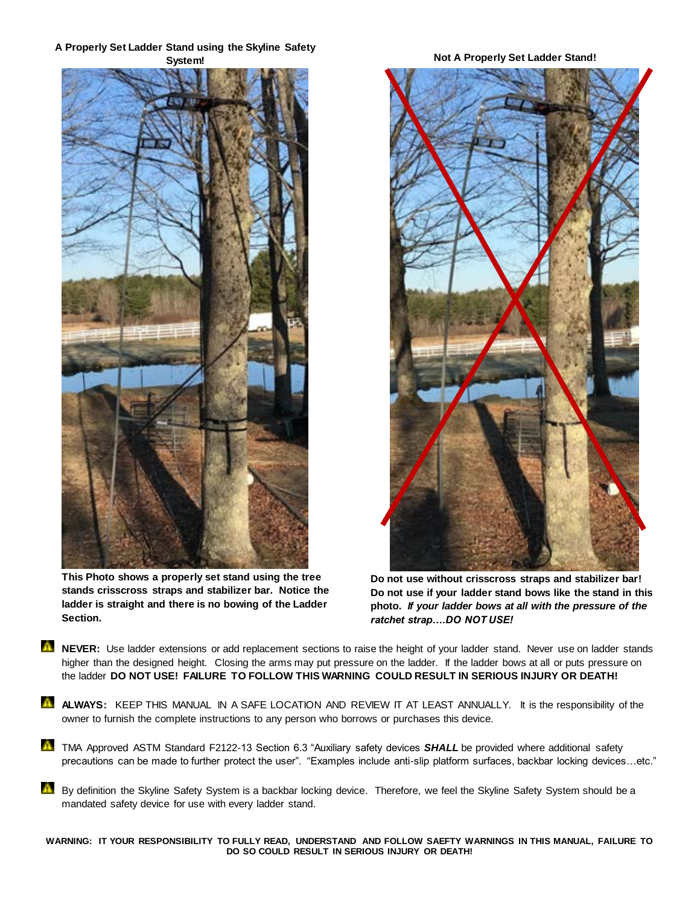**A Properly Set Ladder Stand using the Skyline Safety System!**

**This Photo shows a properly set stand using the tree stands crisscross straps and stabilizer bar. Notice the ladder is straight and there is no bowing of the Ladder Section.**

**Not A Properly Set Ladder Stand!**

**Do not use without crisscross straps and stabilizer bar! Do not use if your ladder stand bows like the stand in this photo. *If your ladder bows at all with the pressure of the ratchet strap….DO NOT USE!***

- **NEVER:** Use ladder extensions or add replacement sections to raise the height of your ladder stand. Never use on ladder stands higher than the designed height. Closing the arms may put pressure on the ladder. If the ladder bows at all or puts pressure on the ladder **DO NOT USE! FAILURE TO FOLLOW THIS WARNING COULD RESULT IN SERIOUS INJURY OR DEATH!**

- **ALWAYS:** KEEP THIS MANUAL IN A SAFE LOCATION AND REVIEW IT AT LEAST ANNUALLY. It is the responsibility of the owner to furnish the complete instructions to any person who borrows or purchases this device.

- TMA Approved ASTM Standard F2122-13 Section 6.3 "Auxiliary safety devices ***SHALL*** be provided where additional safety precautions can be made to further protect the user". "Examples include anti-slip platform surfaces, backbar locking devices…etc."

- By definition the Skyline Safety System is a backbar locking device. Therefore, we feel the Skyline Safety System should be a mandated safety device for use with every ladder stand.

**WARNING: IT YOUR RESPONSIBILITY TO FULLY READ, UNDERSTAND AND FOLLOW SAEFTY WARNINGS IN THIS MANUAL, FAILURE TO DO SO COULD RESULT IN SERIOUS INJURY OR DEATH!**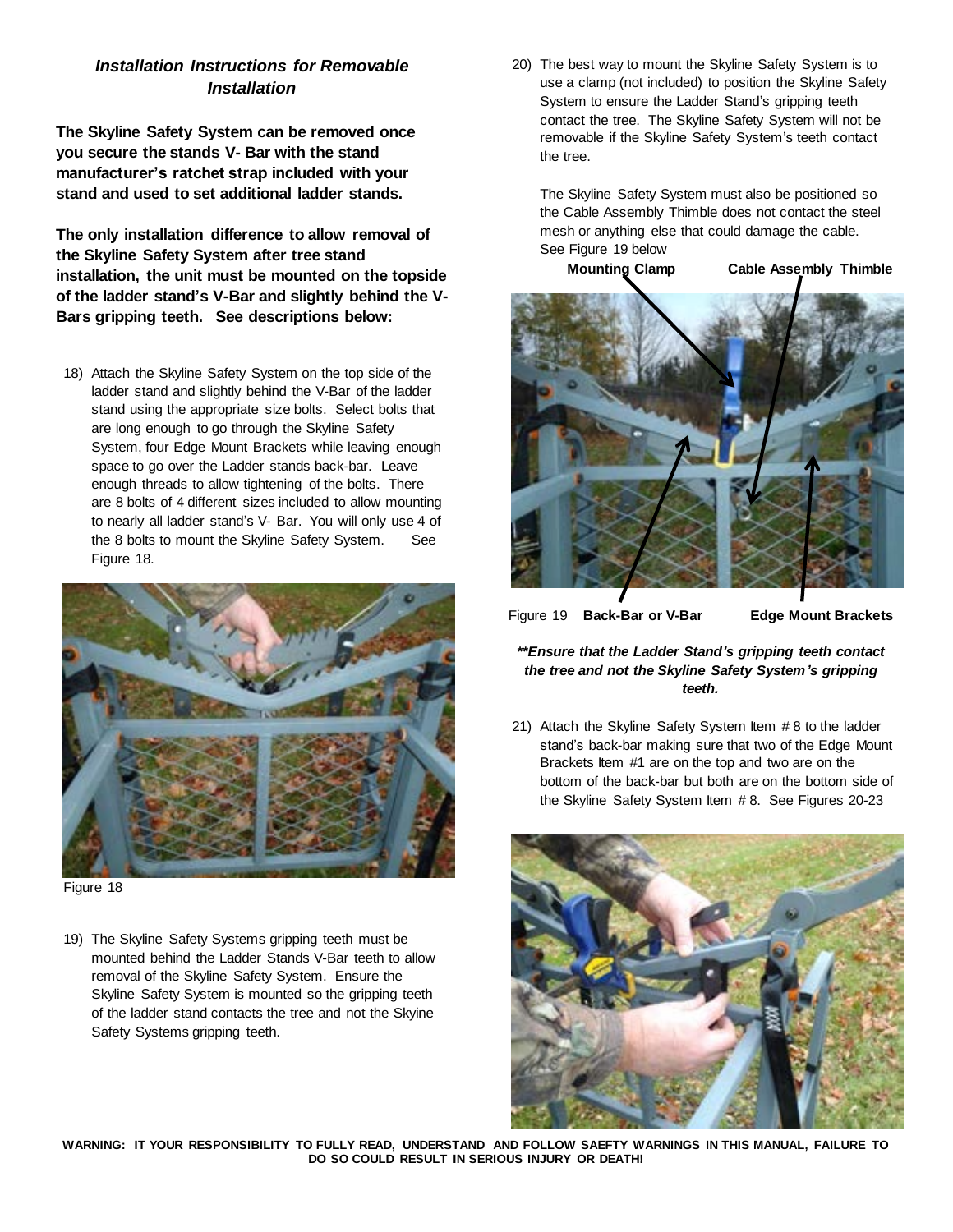### *Installation Instructions for Removable Installation*

**The Skyline Safety System can be removed once you secure the stands V- Bar with the stand manufacturer's ratchet strap included with your stand and used to set additional ladder stands.**

**The only installation difference to allow removal of the Skyline Safety System after tree stand installation, the unit must be mounted on the topside of the ladder stand's V-Bar and slightly behind the V-Bars gripping teeth. See descriptions below:**

18) Attach the Skyline Safety System on the top side of the ladder stand and slightly behind the V-Bar of the ladder stand using the appropriate size bolts. Select bolts that are long enough to go through the Skyline Safety System, four Edge Mount Brackets while leaving enough space to go over the Ladder stands back-bar. Leave enough threads to allow tightening of the bolts. There are 8 bolts of 4 different sizes included to allow mounting to nearly all ladder stand's V- Bar. You will only use 4 of the 8 bolts to mount the Skyline Safety System. See Figure 18.

Figure 18

19) The Skyline Safety Systems gripping teeth must be mounted behind the Ladder Stands V-Bar teeth to allow removal of the Skyline Safety System. Ensure the Skyline Safety System is mounted so the gripping teeth of the ladder stand contacts the tree and not the Skyine Safety Systems gripping teeth.

20) The best way to mount the Skyline Safety System is to use a clamp (not included) to position the Skyline Safety System to ensure the Ladder Stand's gripping teeth contact the tree. The Skyline Safety System will not be removable if the Skyline Safety System's teeth contact the tree.

    The Skyline Safety System must also be positioned so the Cable Assembly Thimble does not contact the steel mesh or anything else that could damage the cable. See Figure 19 below

**Mounting Clamp** **Cable Assembly Thimble**

Figure 19 **Back-Bar or V-Bar** **Edge Mount Brackets**

***\*\*Ensure that the Ladder Stand's gripping teeth contact the tree and not the Skyline Safety System's gripping teeth.***

21) Attach the Skyline Safety System Item # 8 to the ladder stand's back-bar making sure that two of the Edge Mount Brackets Item #1 are on the top and two are on the bottom of the back-bar but both are on the bottom side of the Skyline Safety System Item # 8. See Figures 20-23

**WARNING: IT YOUR RESPONSIBILITY TO FULLY READ, UNDERSTAND AND FOLLOW SAEFTY WARNINGS IN THIS MANUAL, FAILURE TO DO SO COULD RESULT IN SERIOUS INJURY OR DEATH!**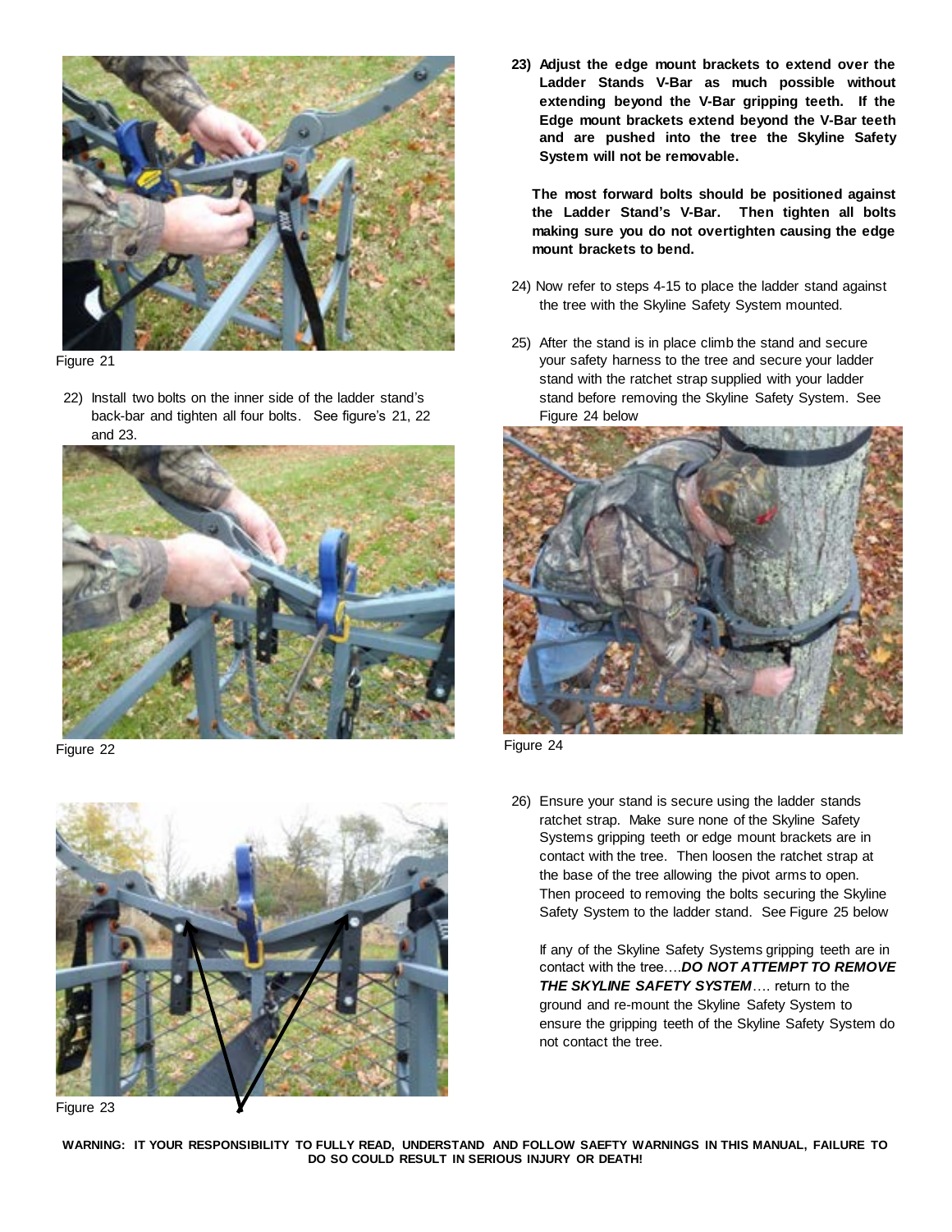Figure 21

22) Install two bolts on the inner side of the ladder stand's back-bar and tighten all four bolts. See figure's 21, 22 and 23.

Figure 22

Figure 23

**23) Adjust the edge mount brackets to extend over the Ladder Stands V-Bar as much possible without extending beyond the V-Bar gripping teeth. If the Edge mount brackets extend beyond the V-Bar teeth and are pushed into the tree the Skyline Safety System will not be removable.**

**The most forward bolts should be positioned against the Ladder Stand's V-Bar. Then tighten all bolts making sure you do not overtighten causing the edge mount brackets to bend.**

24) Now refer to steps 4-15 to place the ladder stand against the tree with the Skyline Safety System mounted.

25) After the stand is in place climb the stand and secure your safety harness to the tree and secure your ladder stand with the ratchet strap supplied with your ladder stand before removing the Skyline Safety System. See Figure 24 below

Figure 24

26) Ensure your stand is secure using the ladder stands ratchet strap. Make sure none of the Skyline Safety Systems gripping teeth or edge mount brackets are in contact with the tree. Then loosen the ratchet strap at the base of the tree allowing the pivot arms to open. Then proceed to removing the bolts securing the Skyline Safety System to the ladder stand. See Figure 25 below

If any of the Skyline Safety Systems gripping teeth are in contact with the tree….***DO NOT ATTEMPT TO REMOVE THE SKYLINE SAFETY SYSTEM***…. return to the ground and re-mount the Skyline Safety System to ensure the gripping teeth of the Skyline Safety System do not contact the tree.

**WARNING: IT YOUR RESPONSIBILITY TO FULLY READ, UNDERSTAND AND FOLLOW SAEFTY WARNINGS IN THIS MANUAL, FAILURE TO DO SO COULD RESULT IN SERIOUS INJURY OR DEATH!**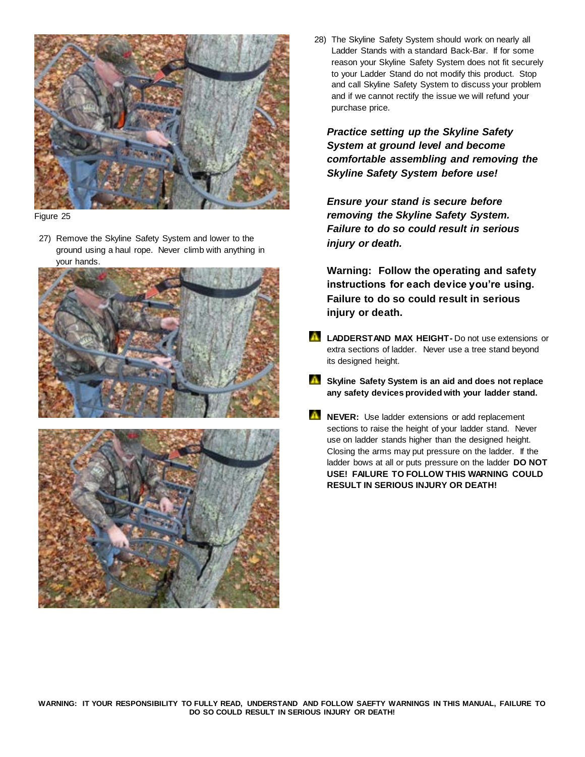Figure 25

27) Remove the Skyline Safety System and lower to the ground using a haul rope. Never climb with anything in your hands.

28) The Skyline Safety System should work on nearly all Ladder Stands with a standard Back-Bar. If for some reason your Skyline Safety System does not fit securely to your Ladder Stand do not modify this product. Stop and call Skyline Safety System to discuss your problem and if we cannot rectify the issue we will refund your purchase price.

***Practice setting up the Skyline Safety System at ground level and become comfortable assembling and removing the Skyline Safety System before use!***

***Ensure your stand is secure before removing the Skyline Safety System. Failure to do so could result in serious injury or death.***

**Warning: Follow the operating and safety instructions for each device you're using. Failure to do so could result in serious injury or death.**

**LADDERSTAND MAX HEIGHT-** Do not use extensions or extra sections of ladder. Never use a tree stand beyond its designed height.

**Skyline Safety System is an aid and does not replace any safety devices provided with your ladder stand.**

**NEVER:** Use ladder extensions or add replacement sections to raise the height of your ladder stand. Never use on ladder stands higher than the designed height. Closing the arms may put pressure on the ladder. If the ladder bows at all or puts pressure on the ladder **DO NOT USE! FAILURE TO FOLLOW THIS WARNING COULD RESULT IN SERIOUS INJURY OR DEATH!**

**WARNING: IT YOUR RESPONSIBILITY TO FULLY READ, UNDERSTAND AND FOLLOW SAEFTY WARNINGS IN THIS MANUAL, FAILURE TO DO SO COULD RESULT IN SERIOUS INJURY OR DEATH!**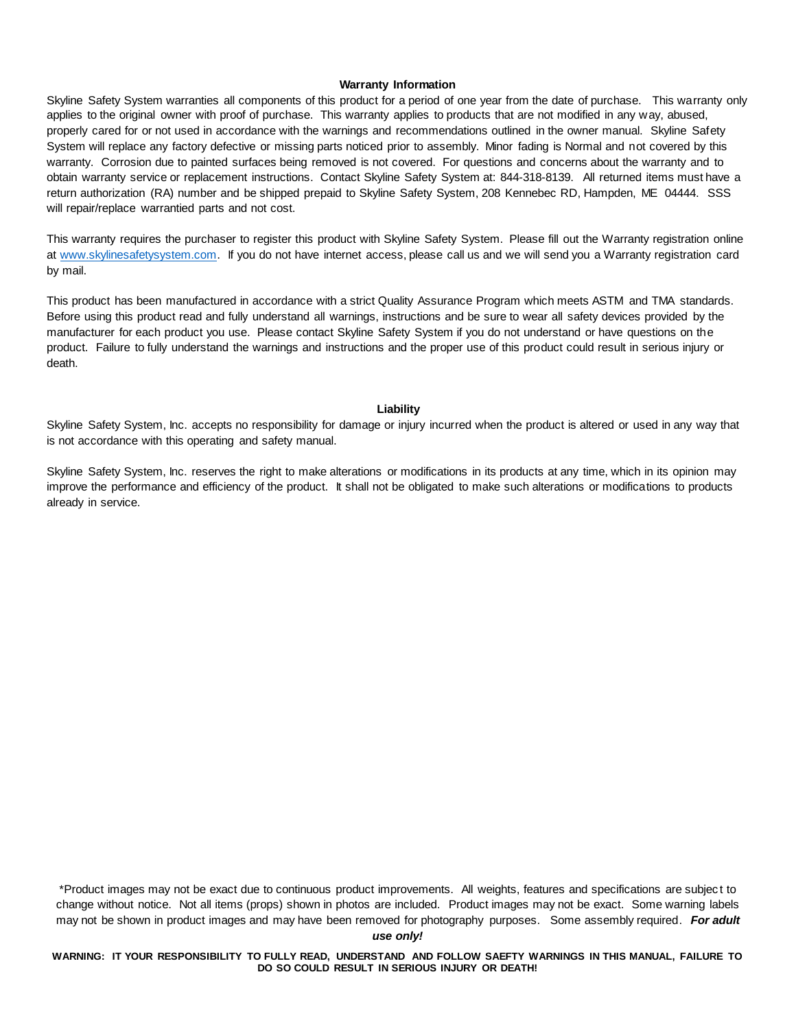## Warranty Information

Skyline Safety System warranties all components of this product for a period of one year from the date of purchase. This warranty only applies to the original owner with proof of purchase. This warranty applies to products that are not modified in any way, abused, properly cared for or not used in accordance with the warnings and recommendations outlined in the owner manual. Skyline Safety System will replace any factory defective or missing parts noticed prior to assembly. Minor fading is Normal and not covered by this warranty. Corrosion due to painted surfaces being removed is not covered. For questions and concerns about the warranty and to obtain warranty service or replacement instructions. Contact Skyline Safety System at: 844-318-8139. All returned items must have a return authorization (RA) number and be shipped prepaid to Skyline Safety System, 208 Kennebec RD, Hampden, ME 04444. SSS will repair/replace warrantied parts and not cost.

This warranty requires the purchaser to register this product with Skyline Safety System. Please fill out the Warranty registration online at [www.skylinesafetysystem.com](http://www.skylinesafetysystem.com). If you do not have internet access, please call us and we will send you a Warranty registration card by mail.

This product has been manufactured in accordance with a strict Quality Assurance Program which meets ASTM and TMA standards. Before using this product read and fully understand all warnings, instructions and be sure to wear all safety devices provided by the manufacturer for each product you use. Please contact Skyline Safety System if you do not understand or have questions on the product. Failure to fully understand the warnings and instructions and the proper use of this product could result in serious injury or death.

## Liability

Skyline Safety System, Inc. accepts no responsibility for damage or injury incurred when the product is altered or used in any way that is not accordance with this operating and safety manual.

Skyline Safety System, Inc. reserves the right to make alterations or modifications in its products at any time, which in its opinion may improve the performance and efficiency of the product. It shall not be obligated to make such alterations or modifications to products already in service.

*Product images may not be exact due to continuous product improvements. All weights, features and specifications are subject to change without notice. Not all items (props) shown in photos are included. Product images may not be exact. Some warning labels may not be shown in product images and may have been removed for photography purposes. Some assembly required. ***For adult use only!***

**WARNING: IT YOUR RESPONSIBILITY TO FULLY READ, UNDERSTAND AND FOLLOW SAEFTY WARNINGS IN THIS MANUAL, FAILURE TO DO SO COULD RESULT IN SERIOUS INJURY OR DEATH!**